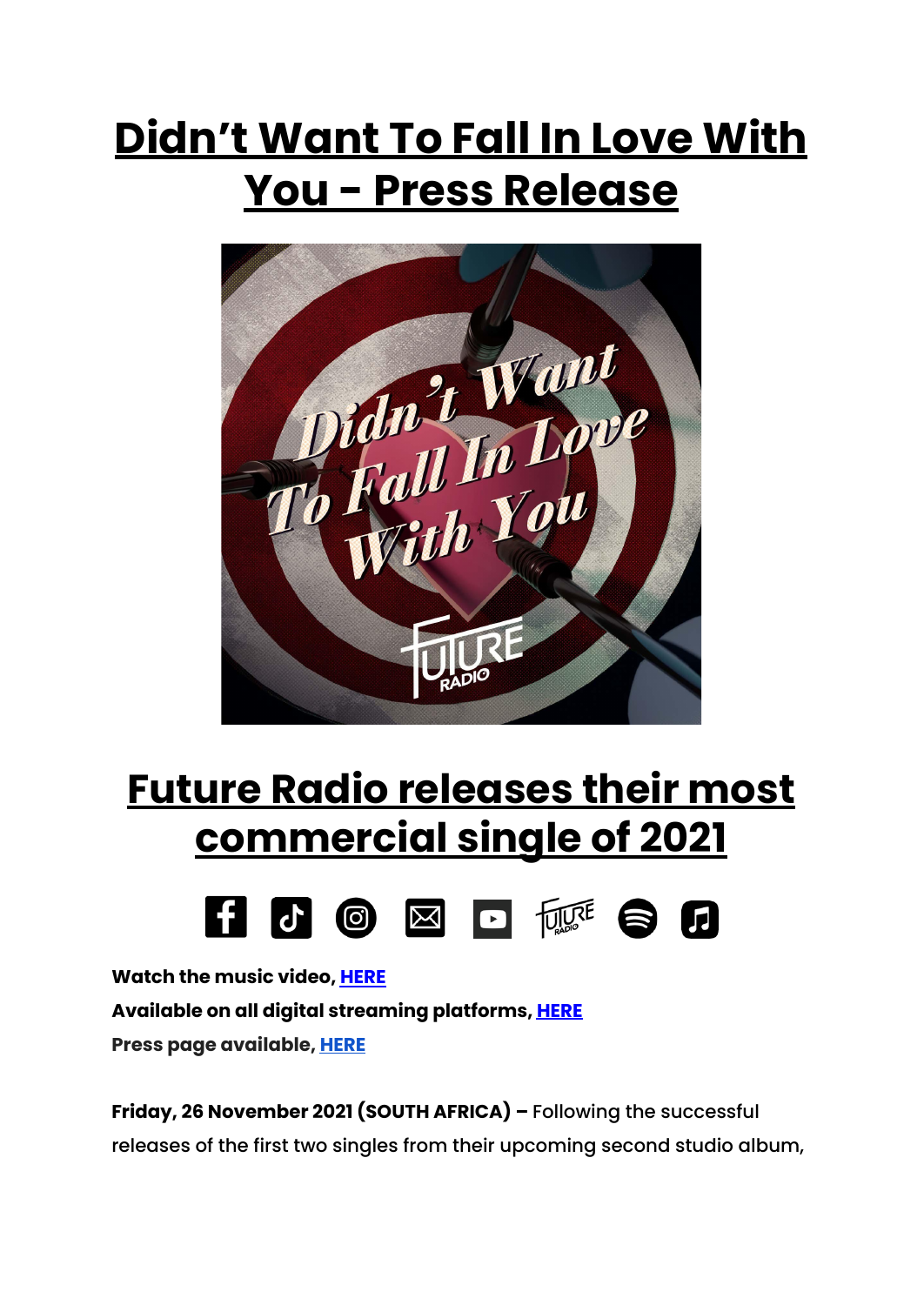# Didn't Want To Fall In Love With You - Press Release

## Future Radio releases their most commercial single of 2021

**Watch the music video, HERE**

**Available on all digital streaming platforms, HERE**

**Press page available, HERE**

**Friday, 26 November 2021 (SOUTH AFRICA) –** Following the successful releases of the first two singles from their upcoming second studio album,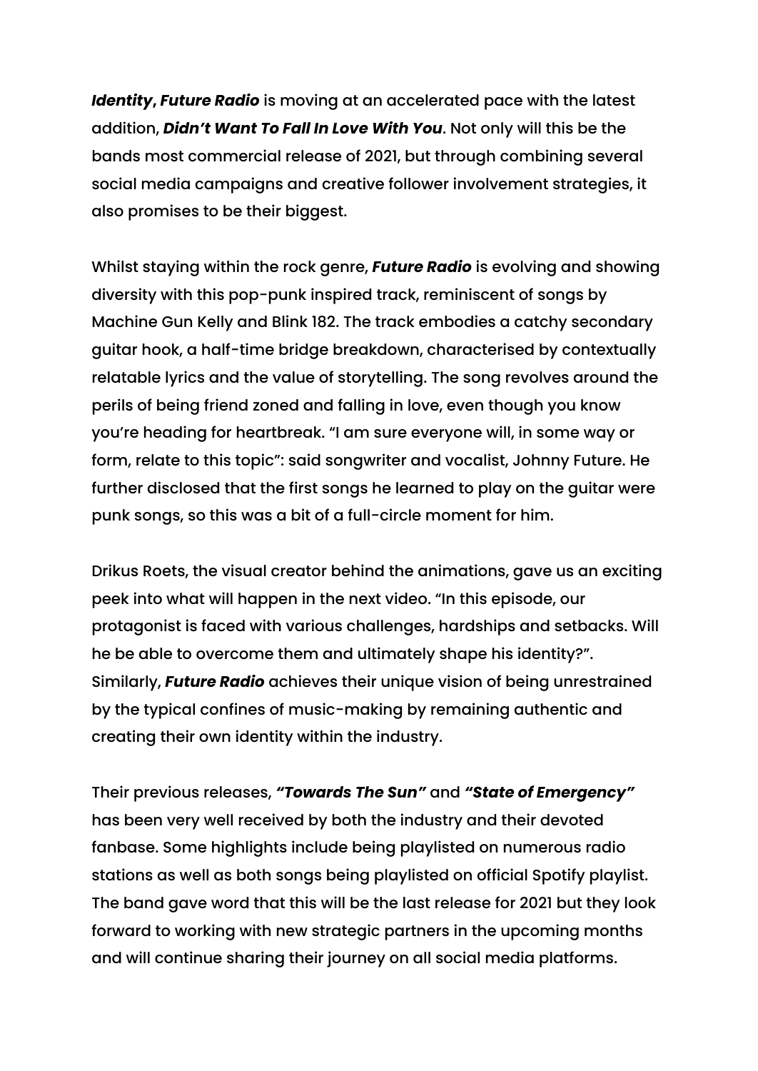***Identity*, *Future Radio*** is moving at an accelerated pace with the latest addition, ***Didn't Want To Fall In Love With You***. Not only will this be the bands most commercial release of 2021, but through combining several social media campaigns and creative follower involvement strategies, it also promises to be their biggest.

Whilst staying within the rock genre, ***Future Radio*** is evolving and showing diversity with this pop-punk inspired track, reminiscent of songs by Machine Gun Kelly and Blink 182. The track embodies a catchy secondary guitar hook, a half-time bridge breakdown, characterised by contextually relatable lyrics and the value of storytelling. The song revolves around the perils of being friend zoned and falling in love, even though you know you're heading for heartbreak. "I am sure everyone will, in some way or form, relate to this topic": said songwriter and vocalist, Johnny Future. He further disclosed that the first songs he learned to play on the guitar were punk songs, so this was a bit of a full-circle moment for him.

Drikus Roets, the visual creator behind the animations, gave us an exciting peek into what will happen in the next video. "In this episode, our protagonist is faced with various challenges, hardships and setbacks. Will he be able to overcome them and ultimately shape his identity?". Similarly, ***Future Radio*** achieves their unique vision of being unrestrained by the typical confines of music-making by remaining authentic and creating their own identity within the industry.

Their previous releases, ***"Towards The Sun"*** and ***"State of Emergency"*** has been very well received by both the industry and their devoted fanbase. Some highlights include being playlisted on numerous radio stations as well as both songs being playlisted on official Spotify playlist. The band gave word that this will be the last release for 2021 but they look forward to working with new strategic partners in the upcoming months and will continue sharing their journey on all social media platforms.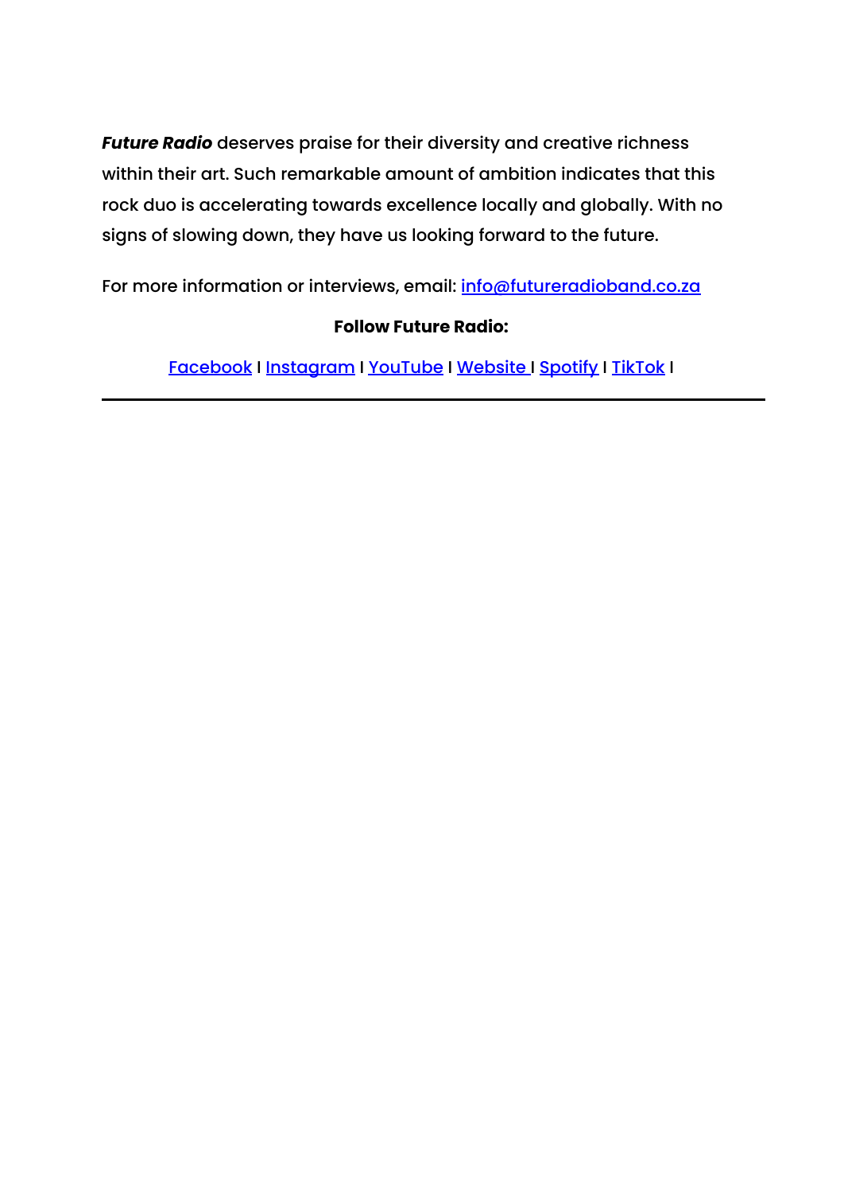***Future Radio*** deserves praise for their diversity and creative richness within their art. Such remarkable amount of ambition indicates that this rock duo is accelerating towards excellence locally and globally. With no signs of slowing down, they have us looking forward to the future.

For more information or interviews, email: info@futureradioband.co.za

**Follow Future Radio:**

Facebook I Instagram I YouTube I Website I Spotify I TikTok I

---